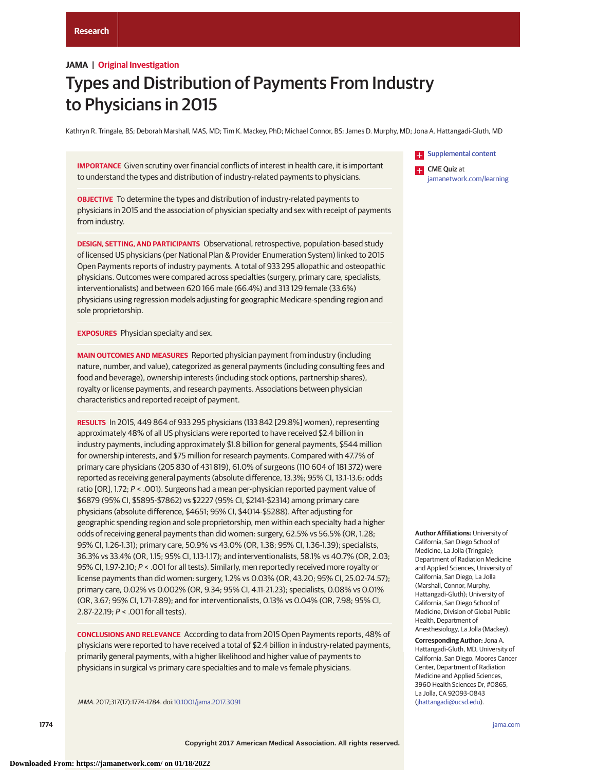Research

JAMA | **Original Investigation**

# Types and Distribution of Payments From Industry to Physicians in 2015

Kathryn R. Tringale, BS; Deborah Marshall, MAS, MD; Tim K. Mackey, PhD; Michael Connor, BS; James D. Murphy, MD; Jona A. Hattangadi-Gluth, MD

**IMPORTANCE** Given scrutiny over financial conflicts of interest in health care, it is important to understand the types and distribution of industry-related payments to physicians.

**OBJECTIVE** To determine the types and distribution of industry-related payments to physicians in 2015 and the association of physician specialty and sex with receipt of payments from industry.

**DESIGN, SETTING, AND PARTICIPANTS** Observational, retrospective, population-based study of licensed US physicians (per National Plan & Provider Enumeration System) linked to 2015 Open Payments reports of industry payments. A total of 933 295 allopathic and osteopathic physicians. Outcomes were compared across specialties (surgery, primary care, specialists, interventionalists) and between 620 166 male (66.4%) and 313 129 female (33.6%) physicians using regression models adjusting for geographic Medicare-spending region and sole proprietorship.

**EXPOSURES** Physician specialty and sex.

**MAIN OUTCOMES AND MEASURES** Reported physician payment from industry (including nature, number, and value), categorized as general payments (including consulting fees and food and beverage), ownership interests (including stock options, partnership shares), royalty or license payments, and research payments. Associations between physician characteristics and reported receipt of payment.

**RESULTS** In 2015, 449 864 of 933 295 physicians (133 842 [29.8%] women), representing approximately 48% of all US physicians were reported to have received \$2.4 billion in industry payments, including approximately \$1.8 billion for general payments, \$544 million for ownership interests, and \$75 million for research payments. Compared with 47.7% of primary care physicians (205 830 of 431 819), 61.0% of surgeons (110 604 of 181 372) were reported as receiving general payments (absolute difference, 13.3%; 95% CI, 13.1-13.6; odds ratio [OR], 1.72; *P* < .001). Surgeons had a mean per-physician reported payment value of \$6879 (95% CI, \$5895-\$7862) vs \$2227 (95% CI, \$2141-\$2314) among primary care physicians (absolute difference, \$4651; 95% CI, \$4014-\$5288). After adjusting for geographic spending region and sole proprietorship, men within each specialty had a higher odds of receiving general payments than did women: surgery, 62.5% vs 56.5% (OR, 1.28; 95% CI, 1.26-1.31); primary care, 50.9% vs 43.0% (OR, 1.38; 95% CI, 1.36-1.39); specialists, 36.3% vs 33.4% (OR, 1.15; 95% CI, 1.13-1.17); and interventionalists, 58.1% vs 40.7% (OR, 2.03; 95% CI, 1.97-2.10; *P* < .001 for all tests). Similarly, men reportedly received more royalty or license payments than did women: surgery, 1.2% vs 0.03% (OR, 43.20; 95% CI, 25.02-74.57); primary care, 0.02% vs 0.002% (OR, 9.34; 95% CI, 4.11-21.23); specialists, 0.08% vs 0.01% (OR, 3.67; 95% CI, 1.71-7.89); and for interventionalists, 0.13% vs 0.04% (OR, 7.98; 95% CI, 2.87-22.19; *P* < .001 for all tests).

**CONCLUSIONS AND RELEVANCE** According to data from 2015 Open Payments reports, 48% of physicians were reported to have received a total of \$2.4 billion in industry-related payments, primarily general payments, with a higher likelihood and higher value of payments to physicians in surgical vs primary care specialties and to male vs female physicians.

*JAMA*. 2017;317(17):1774-1784. doi:10.1001/jama.2017.3091

Supplemental content

CME Quiz at jamanetwork.com/learning

**Author Affiliations:** University of California, San Diego School of Medicine, La Jolla (Tringale); Department of Radiation Medicine and Applied Sciences, University of California, San Diego, La Jolla (Marshall, Connor, Murphy, Hattangadi-Gluth); University of California, San Diego School of Medicine, Division of Global Public Health, Department of Anesthesiology, La Jolla (Mackey).

**Corresponding Author:** Jona A. Hattangadi-Gluth, MD, University of California, San Diego, Moores Cancer Center, Department of Radiation Medicine and Applied Sciences, 3960 Health Sciences Dr, #0865, La Jolla, CA 92093-0843 (jhattangadi@ucsd.edu).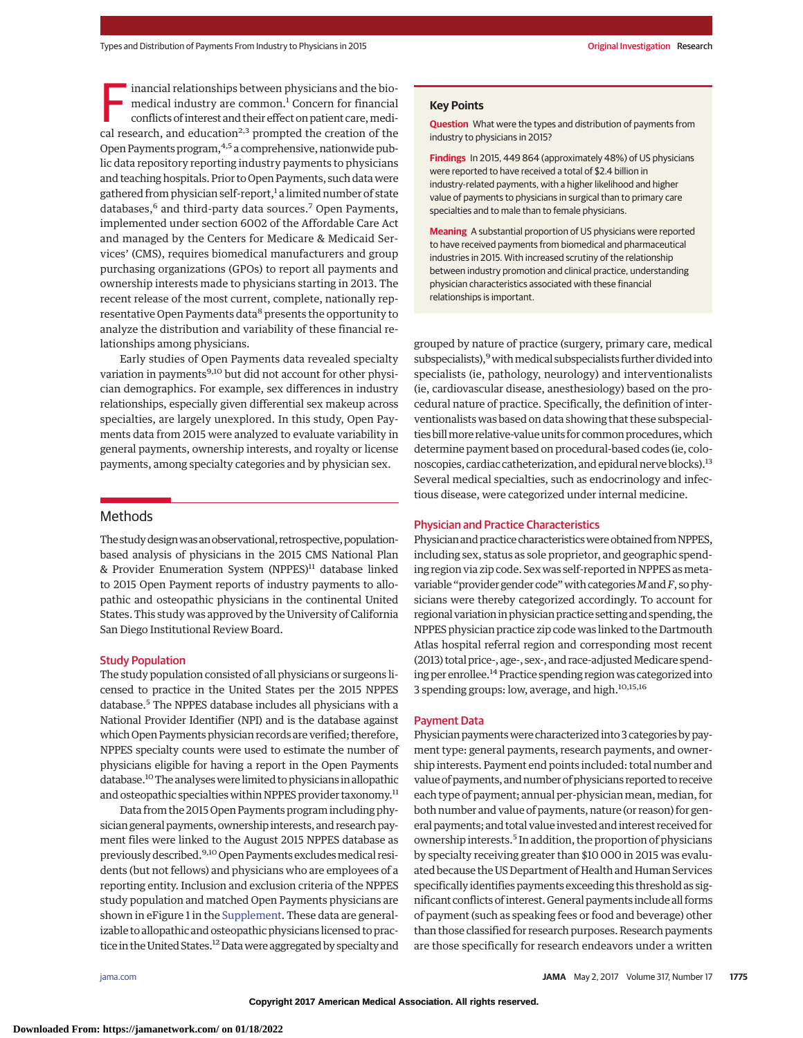Financial relationships between physicians and the biomedical industry are common.[1] Concern for financial conflicts of interest and their effect on patient care, medical research, and education[2,3] prompted the creation of the Open Payments program,[4,5] a comprehensive, nationwide public data repository reporting industry payments to physicians and teaching hospitals. Prior to Open Payments, such data were gathered from physician self-report,[1] a limited number of state databases,[6] and third-party data sources.[7] Open Payments, implemented under section 6002 of the Affordable Care Act and managed by the Centers for Medicare & Medicaid Services' (CMS), requires biomedical manufacturers and group purchasing organizations (GPOs) to report all payments and ownership interests made to physicians starting in 2013. The recent release of the most current, complete, nationally representative Open Payments data[8] presents the opportunity to analyze the distribution and variability of these financial relationships among physicians.

Early studies of Open Payments data revealed specialty variation in payments[9,10] but did not account for other physician demographics. For example, sex differences in industry relationships, especially given differential sex makeup across specialties, are largely unexplored. In this study, Open Payments data from 2015 were analyzed to evaluate variability in general payments, ownership interests, and royalty or license payments, among specialty categories and by physician sex.

## Key Points

**Question** What were the types and distribution of payments from industry to physicians in 2015?

**Findings** In 2015, 449 864 (approximately 48%) of US physicians were reported to have received a total of $2.4 billion in industry-related payments, with a higher likelihood and higher value of payments to physicians in surgical than to primary care specialties and to male than to female physicians.

**Meaning** A substantial proportion of US physicians were reported to have received payments from biomedical and pharmaceutical industries in 2015. With increased scrutiny of the relationship between industry promotion and clinical practice, understanding physician characteristics associated with these financial relationships is important.

## Methods

The study design was an observational, retrospective, population-based analysis of physicians in the 2015 CMS National Plan & Provider Enumeration System (NPPES)[11] database linked to 2015 Open Payment reports of industry payments to allopathic and osteopathic physicians in the continental United States. This study was approved by the University of California San Diego Institutional Review Board.

### Study Population

The study population consisted of all physicians or surgeons licensed to practice in the United States per the 2015 NPPES database.[5] The NPPES database includes all physicians with a National Provider Identifier (NPI) and is the database against which Open Payments physician records are verified; therefore, NPPES specialty counts were used to estimate the number of physicians eligible for having a report in the Open Payments database.[10] The analyses were limited to physicians in allopathic and osteopathic specialties within NPPES provider taxonomy.[11]

Data from the 2015 Open Payments program including physician general payments, ownership interests, and research payment files were linked to the August 2015 NPPES database as previously described.[9,10] Open Payments excludes medical residents (but not fellows) and physicians who are employees of a reporting entity. Inclusion and exclusion criteria of the NPPES study population and matched Open Payments physicians are shown in eFigure 1 in the Supplement. These data are generalizable to allopathic and osteopathic physicians licensed to practice in the United States.[12] Data were aggregated by specialty and grouped by nature of practice (surgery, primary care, medical subspecialists),[9] with medical subspecialists further divided into specialists (ie, pathology, neurology) and interventionalists (ie, cardiovascular disease, anesthesiology) based on the procedural nature of practice. Specifically, the definition of interventionalists was based on data showing that these subspecialties bill more relative-value units for common procedures, which determine payment based on procedural-based codes (ie, colonoscopies, cardiac catheterization, and epidural nerve blocks).[13] Several medical specialties, such as endocrinology and infectious disease, were categorized under internal medicine.

### Physician and Practice Characteristics

Physician and practice characteristics were obtained from NPPES, including sex, status as sole proprietor, and geographic spending region via zip code. Sex was self-reported in NPPES as metavariable "provider gender code" with categories *M* and *F*, so physicians were thereby categorized accordingly. To account for regional variation in physician practice setting and spending, the NPPES physician practice zip code was linked to the Dartmouth Atlas hospital referral region and corresponding most recent (2013) total price-, age-, sex-, and race-adjusted Medicare spending per enrollee.[14] Practice spending region was categorized into 3 spending groups: low, average, and high.[10,15,16]

### Payment Data

Physician payments were characterized into 3 categories by payment type: general payments, research payments, and ownership interests. Payment end points included: total number and value of payments, and number of physicians reported to receive each type of payment; annual per-physician mean, median, for both number and value of payments, nature (or reason) for general payments; and total value invested and interest received for ownership interests.[5] In addition, the proportion of physicians by specialty receiving greater than $10 000 in 2015 was evaluated because the US Department of Health and Human Services specifically identifies payments exceeding this threshold as significant conflicts of interest. General payments include all forms of payment (such as speaking fees or food and beverage) other than those classified for research purposes. Research payments are those specifically for research endeavors under a written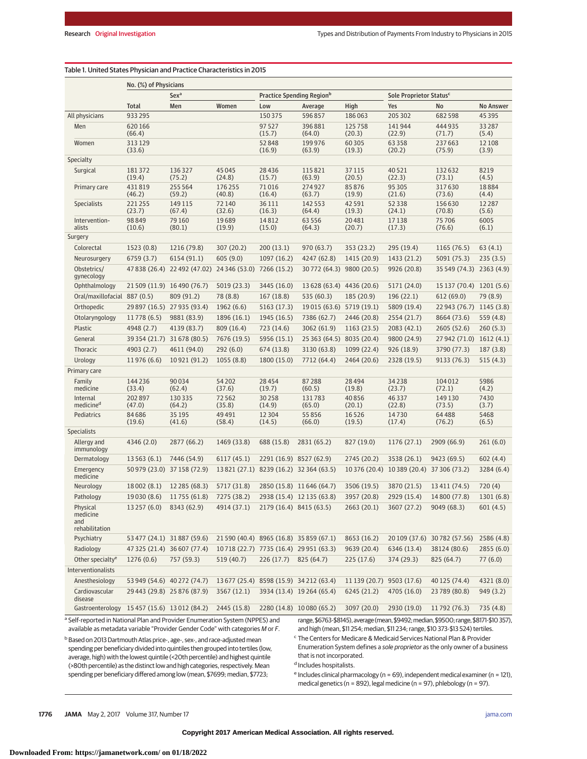Table 1. United States Physician and Practice Characteristics in 2015

| | No. (%) of Physicians | | | | | | | | |
|---|---|---|---|---|---|---|---|---|---|
| | | Sex[a] | | Practice Spending Region[b] | | | Sole Proprietor Status[c] | | |
| | Total | Men | Women | Low | Average | High | Yes | No | No Answer |
| All physicians | 933 295 | | | 150 375 | 596 857 | 186 063 | 205 302 | 682 598 | 45 395 |
| Men | 620 166 (66.4) | | | 97 527 (15.7) | 396 881 (64.0) | 125 758 (20.3) | 141 944 (22.9) | 444 935 (71.7) | 33 287 (5.4) |
| Women | 313 129 (33.6) | | | 52 848 (16.9) | 199 976 (63.9) | 60 305 (19.3) | 63 358 (20.2) | 237 663 (75.9) | 12 108 (3.9) |
| Specialty | | | | | | | | | |
| Surgical | 181 372 (19.4) | 136 327 (75.2) | 45 045 (24.8) | 28 436 (15.7) | 115 821 (63.9) | 37 115 (20.5) | 40 521 (22.3) | 132 632 (73.1) | 8219 (4.5) |
| Primary care | 431 819 (46.2) | 255 564 (59.2) | 176 255 (40.8) | 71 016 (16.4) | 274 927 (63.7) | 85 876 (19.9) | 95 305 (21.6) | 317 630 (73.6) | 18 884 (4.4) |
| Specialists | 221 255 (23.7) | 149 115 (67.4) | 72 140 (32.6) | 36 111 (16.3) | 142 553 (64.4) | 42 591 (19.3) | 52 338 (24.1) | 156 630 (70.8) | 12 287 (5.6) |
| Interventionalists | 98 849 (10.6) | 79 160 (80.1) | 19 689 (19.9) | 14 812 (15.0) | 63 556 (64.3) | 20 481 (20.7) | 17 138 (17.3) | 75 706 (76.6) | 6005 (6.1) |
| Surgery | | | | | | | | | |
| Colorectal | 1523 (0.8) | 1216 (79.8) | 307 (20.2) | 200 (13.1) | 970 (63.7) | 353 (23.2) | 295 (19.4) | 1165 (76.5) | 63 (4.1) |
| Neurosurgery | 6759 (3.7) | 6154 (91.1) | 605 (9.0) | 1097 (16.2) | 4247 (62.8) | 1415 (20.9) | 1433 (21.2) | 5091 (75.3) | 235 (3.5) |
| Obstetrics/gynecology | 47 838 (26.4) | 22 492 (47.02) | 24 346 (53.0) | 7266 (15.2) | 30 772 (64.3) | 9800 (20.5) | 9926 (20.8) | 35 549 (74.3) | 2363 (4.9) |
| Ophthalmology | 21 509 (11.9) | 16 490 (76.7) | 5019 (23.3) | 3445 (16.0) | 13 628 (63.4) | 4436 (20.6) | 5171 (24.0) | 15 137 (70.4) | 1201 (5.6) |
| Oral/maxillofacial | 887 (0.5) | 809 (91.2) | 78 (8.8) | 167 (18.8) | 535 (60.3) | 185 (20.9) | 196 (22.1) | 612 (69.0) | 79 (8.9) |
| Orthopedic | 29 897 (16.5) | 27 935 (93.4) | 1962 (6.6) | 5163 (17.3) | 19 015 (63.6) | 5719 (19.1) | 5809 (19.4) | 22 943 (76.7) | 1145 (3.8) |
| Otolaryngology | 11 778 (6.5) | 9881 (83.9) | 1896 (16.1) | 1945 (16.5) | 7386 (62.7) | 2446 (20.8) | 2554 (21.7) | 8664 (73.6) | 559 (4.8) |
| Plastic | 4948 (2.7) | 4139 (83.7) | 809 (16.4) | 723 (14.6) | 3062 (61.9) | 1163 (23.5) | 2083 (42.1) | 2605 (52.6) | 260 (5.3) |
| General | 39 354 (21.7) | 31 678 (80.5) | 7676 (19.5) | 5956 (15.1) | 25 363 (64.5) | 8035 (20.4) | 9800 (24.9) | 27 942 (71.0) | 1612 (4.1) |
| Thoracic | 4903 (2.7) | 4611 (94.0) | 292 (6.0) | 674 (13.8) | 3130 (63.8) | 1099 (22.4) | 926 (18.9) | 3790 (77.3) | 187 (3.8) |
| Urology | 11 976 (6.6) | 10 921 (91.2) | 1055 (8.8) | 1800 (15.0) | 7712 (64.4) | 2464 (20.6) | 2328 (19.5) | 9133 (76.3) | 515 (4.3) |
| Primary care | | | | | | | | | |
| Family medicine | 144 236 (33.4) | 90 034 (62.4) | 54 202 (37.6) | 28 454 (19.7) | 87 288 (60.5) | 28 494 (19.8) | 34 238 (23.7) | 104 012 (72.1) | 5986 (4.2) |
| Internal medicine[d] | 202 897 (47.0) | 130 335 (64.2) | 72 562 (35.8) | 30 258 (14.9) | 131 783 (65.0) | 40 856 (20.1) | 46 337 (22.8) | 149 130 (73.5) | 7430 (3.7) |
| Pediatrics | 84 686 (19.6) | 35 195 (41.6) | 49 491 (58.4) | 12 304 (14.5) | 55 856 (66.0) | 16 526 (19.5) | 14 730 (17.4) | 64 488 (76.2) | 5468 (6.5) |
| Specialists | | | | | | | | | |
| Allergy and immunology | 4346 (2.0) | 2877 (66.2) | 1469 (33.8) | 688 (15.8) | 2831 (65.2) | 827 (19.0) | 1176 (27.1) | 2909 (66.9) | 261 (6.0) |
| Dermatology | 13 563 (6.1) | 7446 (54.9) | 6117 (45.1) | 2291 (16.9) | 8527 (62.9) | 2745 (20.2) | 3538 (26.1) | 9423 (69.5) | 602 (4.4) |
| Emergency medicine | 50 979 (23.0) | 37 158 (72.9) | 13 821 (27.1) | 8239 (16.2) | 32 364 (63.5) | 10 376 (20.4) | 10 389 (20.4) | 37 306 (73.2) | 3284 (6.4) |
| Neurology | 18 002 (8.1) | 12 285 (68.3) | 5717 (31.8) | 2850 (15.8) | 11 646 (64.7) | 3506 (19.5) | 3870 (21.5) | 13 411 (74.5) | 720 (4) |
| Pathology | 19 030 (8.6) | 11 755 (61.8) | 7275 (38.2) | 2938 (15.4) | 12 135 (63.8) | 3957 (20.8) | 2929 (15.4) | 14 800 (77.8) | 1301 (6.8) |
| Physical medicine and rehabilitation | 13 257 (6.0) | 8343 (62.9) | 4914 (37.1) | 2179 (16.4) | 8415 (63.5) | 2663 (20.1) | 3607 (27.2) | 9049 (68.3) | 601 (4.5) |
| Psychiatry | 53 477 (24.1) | 31 887 (59.6) | 21 590 (40.4) | 8965 (16.8) | 35 859 (67.1) | 8653 (16.2) | 20 109 (37.6) | 30 782 (57.56) | 2586 (4.8) |
| Radiology | 47 325 (21.4) | 36 607 (77.4) | 10 718 (22.7) | 7735 (16.4) | 29 951 (63.3) | 9639 (20.4) | 6346 (13.4) | 38124 (80.6) | 2855 (6.0) |
| Other specialty[e] | 1276 (0.6) | 757 (59.3) | 519 (40.7) | 226 (17.7) | 825 (64.7) | 225 (17.6) | 374 (29.3) | 825 (64.7) | 77 (6.0) |
| Interventionalists | | | | | | | | | |
| Anesthesiology | 53 949 (54.6) | 40 272 (74.7) | 13 677 (25.4) | 8598 (15.9) | 34 212 (63.4) | 11 139 (20.7) | 9503 (17.6) | 40 125 (74.4) | 4321 (8.0) |
| Cardiovascular disease | 29 443 (29.8) | 25 876 (87.9) | 3567 (12.1) | 3934 (13.4) | 19 264 (65.4) | 6245 (21.2) | 4705 (16.0) | 23 789 (80.8) | 949 (3.2) |
| Gastroenterology | 15 457 (15.6) | 13 012 (84.2) | 2445 (15.8) | 2280 (14.8) | 10 080 (65.2) | 3097 (20.0) | 2930 (19.0) | 11 792 (76.3) | 735 (4.8) |

[a] Self-reported in National Plan and Provider Enumeration System (NPPES) and available as metadata variable "Provider Gender Code" with categories *M* or *F*.

[b] Based on 2013 Dartmouth Atlas price-, age-, sex-, and race-adjusted mean spending per beneficiary divided into quintiles then grouped into tertiles (low, average, high) with the lowest quintile (<20th percentile) and highest quintile (>80th percentile) as the distinct low and high categories, respectively. Mean spending per beneficiary differed among low (mean, $7699; median, $7723; range, $6763-$8145), average (mean, $9492; median, $9500; range, $8171-$10 357), and high (mean, $11 254; median, $11 234; range, $10 373-$13 524) tertiles.

[c] The Centers for Medicare & Medicaid Services National Plan & Provider Enumeration System defines a *sole proprietor* as the only owner of a business that is not incorporated.

[d] Includes hospitalists.

[e] Includes clinical pharmacology (n = 69), independent medical examiner (n = 121), medical genetics (n = 892), legal medicine (n = 97), phlebology (n = 97).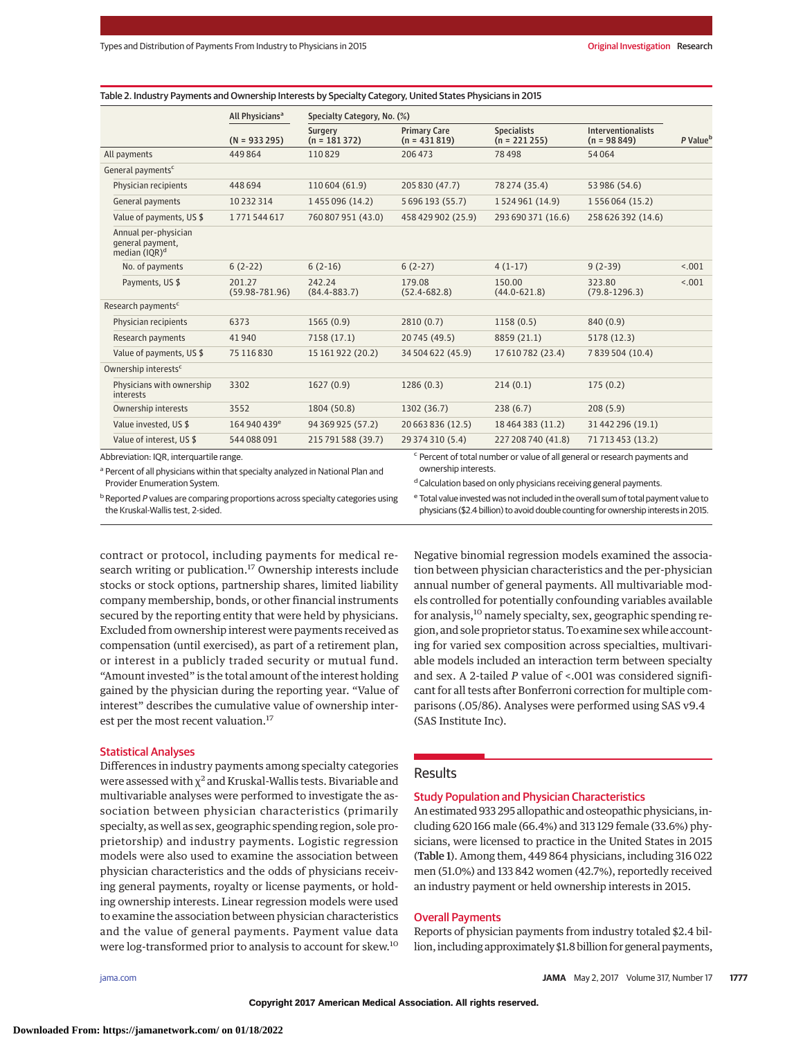Table 2. Industry Payments and Ownership Interests by Specialty Category, United States Physicians in 2015

| | All Physicians[a] | Specialty Category, No. (%) | | | | |
|---|---|---|---|---|---|---|
| | (N = 933 295) | Surgery (n = 181 372) | Primary Care (n = 431 819) | Specialists (n = 221 255) | Interventionalists (n = 98 849) | P Value[b] |
| All payments | 449 864 | 110 829 | 206 473 | 78 498 | 54 064 | |
| General payments[c] | | | | | | |
| Physician recipients | 448 694 | 110 604 (61.9) | 205 830 (47.7) | 78 274 (35.4) | 53 986 (54.6) | |
| General payments | 10 232 314 | 1 455 096 (14.2) | 5 696 193 (55.7) | 1 524 961 (14.9) | 1 556 064 (15.2) | |
| Value of payments, US $ | 1 771 544 617 | 760 807 951 (43.0) | 458 429 902 (25.9) | 293 690 371 (16.6) | 258 626 392 (14.6) | |
| Annual per-physician general payment, median (IQR)[d] | | | | | | |
| No. of payments | 6 (2-22) | 6 (2-16) | 6 (2-27) | 4 (1-17) | 9 (2-39) | <.001 |
| Payments, US $ | 201.27 (59.98-781.96) | 242.24 (84.4-883.7) | 179.08 (52.4-682.8) | 150.00 (44.0-621.8) | 323.80 (79.8-1296.3) | <.001 |
| Research payments[c] | | | | | | |
| Physician recipients | 6373 | 1565 (0.9) | 2810 (0.7) | 1158 (0.5) | 840 (0.9) | |
| Research payments | 41 940 | 7158 (17.1) | 20 745 (49.5) | 8859 (21.1) | 5178 (12.3) | |
| Value of payments, US $ | 75 116 830 | 15 161 922 (20.2) | 34 504 622 (45.9) | 17 610 782 (23.4) | 7 839 504 (10.4) | |
| Ownership interests[c] | | | | | | |
| Physicians with ownership interests | 3302 | 1627 (0.9) | 1286 (0.3) | 214 (0.1) | 175 (0.2) | |
| Ownership interests | 3552 | 1804 (50.8) | 1302 (36.7) | 238 (6.7) | 208 (5.9) | |
| Value invested, US $ | 164 940 439[e] | 94 369 925 (57.2) | 20 663 836 (12.5) | 18 464 383 (11.2) | 31 442 296 (19.1) | |
| Value of interest, US $ | 544 088 091 | 215 791 588 (39.7) | 29 374 310 (5.4) | 227 208 740 (41.8) | 71 713 453 (13.2) | |

Abbreviation: IQR, interquartile range.

[a] Percent of all physicians within that specialty analyzed in National Plan and Provider Enumeration System.

[b] Reported *P* values are comparing proportions across specialty categories using the Kruskal-Wallis test, 2-sided.

[c] Percent of total number or value of all general or research payments and ownership interests.

[d] Calculation based on only physicians receiving general payments.

[e] Total value invested was not included in the overall sum of total payment value to physicians ($2.4 billion) to avoid double counting for ownership interests in 2015.

contract or protocol, including payments for medical research writing or publication.[17] Ownership interests include stocks or stock options, partnership shares, limited liability company membership, bonds, or other financial instruments secured by the reporting entity that were held by physicians. Excluded from ownership interest were payments received as compensation (until exercised), as part of a retirement plan, or interest in a publicly traded security or mutual fund. "Amount invested" is the total amount of the interest holding gained by the physician during the reporting year. "Value of interest" describes the cumulative value of ownership interest per the most recent valuation.[17]

### Statistical Analyses

Differences in industry payments among specialty categories were assessed with $\chi^2$ and Kruskal-Wallis tests. Bivariable and multivariable analyses were performed to investigate the association between physician characteristics (primarily specialty, as well as sex, geographic spending region, sole proprietorship) and industry payments. Logistic regression models were also used to examine the association between physician characteristics and the odds of physicians receiving general payments, royalty or license payments, or holding ownership interests. Linear regression models were used to examine the association between physician characteristics and the value of general payments. Payment value data were log-transformed prior to analysis to account for skew.[10] Negative binomial regression models examined the association between physician characteristics and the per-physician annual number of general payments. All multivariable models controlled for potentially confounding variables available for analysis,[10] namely specialty, sex, geographic spending region, and sole proprietor status. To examine sex while accounting for varied sex composition across specialties, multivariable models included an interaction term between specialty and sex. A 2-tailed *P* value of <.001 was considered significant for all tests after Bonferroni correction for multiple comparisons (.05/86). Analyses were performed using SAS v9.4 (SAS Institute Inc).

## Results

### Study Population and Physician Characteristics

An estimated 933 295 allopathic and osteopathic physicians, including 620 166 male (66.4%) and 313 129 female (33.6%) physicians, were licensed to practice in the United States in 2015 (**Table 1**). Among them, 449 864 physicians, including 316 022 men (51.0%) and 133 842 women (42.7%), reportedly received an industry payment or held ownership interests in 2015.

### Overall Payments

Reports of physician payments from industry totaled $2.4 billion, including approximately $1.8 billion for general payments,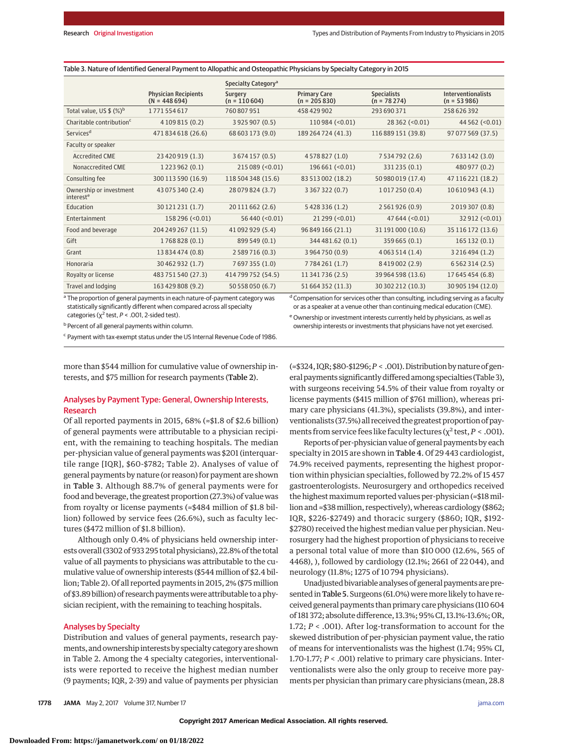Table 3. Nature of Identified General Payment to Allopathic and Osteopathic Physicians by Specialty Category in 2015

| | Physician Recipients (N = 448 694) | Specialty Category[a] | | | |
|---|---|---|---|---|---|
| | | Surgery (n = 110 604) | Primary Care (n = 205 830) | Specialists (n = 78 274) | Interventionalists (n = 53 986) |
| Total value, US $ (%)[b] | 1 771 554 617 | 760 807 951 | 458 429 902 | 293 690 371 | 258 626 392 |
| Charitable contribution[c] | 4 109 815 (0.2) | 3 925 907 (0.5) | 110 984 (<0.01) | 28 362 (<0.01) | 44 562 (<0.01) |
| Services[d] | 471 834 618 (26.6) | 68 603 173 (9.0) | 189 264 724 (41.3) | 116 889 151 (39.8) | 97 077 569 (37.5) |
| Faculty or speaker | | | | | |
| Accredited CME | 23 420 919 (1.3) | 3 674 157 (0.5) | 4 578 827 (1.0) | 7 534 792 (2.6) | 7 633 142 (3.0) |
| Nonaccredited CME | 1 223 962 (0.1) | 215 089 (<0.01) | 196 661 (<0.01) | 331 235 (0.1) | 480 977 (0.2) |
| Consulting fee | 300 113 590 (16.9) | 118 504 348 (15.6) | 83 513 002 (18.2) | 50 980 019 (17.4) | 47 116 221 (18.2) |
| Ownership or investment interest[e] | 43 075 340 (2.4) | 28 079 824 (3.7) | 3 367 322 (0.7) | 1 017 250 (0.4) | 10 610 943 (4.1) |
| Education | 30 121 231 (1.7) | 20 111 662 (2.6) | 5 428 336 (1.2) | 2 561 926 (0.9) | 2 019 307 (0.8) |
| Entertainment | 158 296 (<0.01) | 56 440 (<0.01) | 21 299 (<0.01) | 47 644 (<0.01) | 32 912 (<0.01) |
| Food and beverage | 204 249 267 (11.5) | 41 092 929 (5.4) | 96 849 166 (21.1) | 31 191 000 (10.6) | 35 116 172 (13.6) |
| Gift | 1 768 828 (0.1) | 899 549 (0.1) | 344 481.62 (0.1) | 359 665 (0.1) | 165 132 (0.1) |
| Grant | 13 834 474 (0.8) | 2 589 716 (0.3) | 3 964 750 (0.9) | 4 063 514 (1.4) | 3 216 494 (1.2) |
| Honoraria | 30 462 932 (1.7) | 7 697 355 (1.0) | 7 784 261 (1.7) | 8 419 002 (2.9) | 6 562 314 (2.5) |
| Royalty or license | 483 751 540 (27.3) | 414 799 752 (54.5) | 11 341 736 (2.5) | 39 964 598 (13.6) | 17 645 454 (6.8) |
| Travel and lodging | 163 429 808 (9.2) | 50 558 050 (6.7) | 51 664 352 (11.3) | 30 302 212 (10.3) | 30 905 194 (12.0) |

[a] The proportion of general payments in each nature-of-payment category was statistically significantly different when compared across all specialty categories ($\chi^2$ test, $P < .001$, 2-sided test).

[b] Percent of all general payments within column.

[c] Payment with tax-exempt status under the US Internal Revenue Code of 1986.

[d] Compensation for services other than consulting, including serving as a faculty or as a speaker at a venue other than continuing medical education (CME).

[e] Ownership or investment interests currently held by physicians, as well as ownership interests or investments that physicians have not yet exercised.

more than $544 million for cumulative value of ownership interests, and $75 million for research payments (Table 2).

## Analyses by Payment Type: General, Ownership Interests, Research

Of all reported payments in 2015, 68% (≈$1.8 of $2.6 billion) of general payments were attributable to a physician recipient, with the remaining to teaching hospitals. The median per-physician value of general payments was $201 (interquartile range [IQR], $60-$782; Table 2). Analyses of value of general payments by nature (or reason) for payment are shown in Table 3. Although 88.7% of general payments were for food and beverage, the greatest proportion (27.3%) of value was from royalty or license payments (≈$484 million of $1.8 billion) followed by service fees (26.6%), such as faculty lectures ($472 million of $1.8 billion).

Although only 0.4% of physicians held ownership interests overall (3302 of 933 295 total physicians), 22.8% of the total value of all payments to physicians was attributable to the cumulative value of ownership interests ($544 million of $2.4 billion; Table 2). Of all reported payments in 2015, 2% ($75 million of $3.89 billion) of research payments were attributable to a physician recipient, with the remaining to teaching hospitals.

## Analyses by Specialty

Distribution and values of general payments, research payments, and ownership interests by specialty category are shown in Table 2. Among the 4 specialty categories, interventionalists were reported to receive the highest median number (9 payments; IQR, 2-39) and value of payments per physician (≈$324, IQR; $80-$1296; $P < .001$). Distribution by nature of general payments significantly differed among specialties (Table 3), with surgeons receiving 54.5% of their value from royalty or license payments ($415 million of $761 million), whereas primary care physicians (41.3%), specialists (39.8%), and interventionalists (37.5%) all received the greatest proportion of payments from service fees like faculty lectures ($\chi^2$ test, $P < .001$).

Reports of per-physician value of general payments by each specialty in 2015 are shown in Table 4. Of 29 443 cardiologist, 74.9% received payments, representing the highest proportion within physician specialties, followed by 72.2% of 15 457 gastroenterologists. Neurosurgery and orthopedics received the highest maximum reported values per-physician (≈$18 million and ≈$38 million, respectively), whereas cardiology ($862; IQR, $226-$2749) and thoracic surgery ($860; IQR, $192-$2780) received the highest median value per physician. Neurosurgery had the highest proportion of physicians to receive a personal total value of more than $10 000 (12.6%, 565 of 4468), ), followed by cardiology (12.1%; 2661 of 22 044), and neurology (11.8%; 1275 of 10 794 physicians).

Unadjusted bivariable analyses of general payments are presented in Table 5. Surgeons (61.0%) were more likely to have received general payments than primary care physicians (110 604 of 181 372; absolute difference, 13.3%; 95% CI, 13.1%-13.6%; OR, 1.72; $P < .001$). After log-transformation to account for the skewed distribution of per-physician payment value, the ratio of means for interventionalists was the highest (1.74; 95% CI, 1.70-1.77; $P < .001$) relative to primary care physicians. Interventionalists were also the only group to receive more payments per physician than primary care physicians (mean, 28.8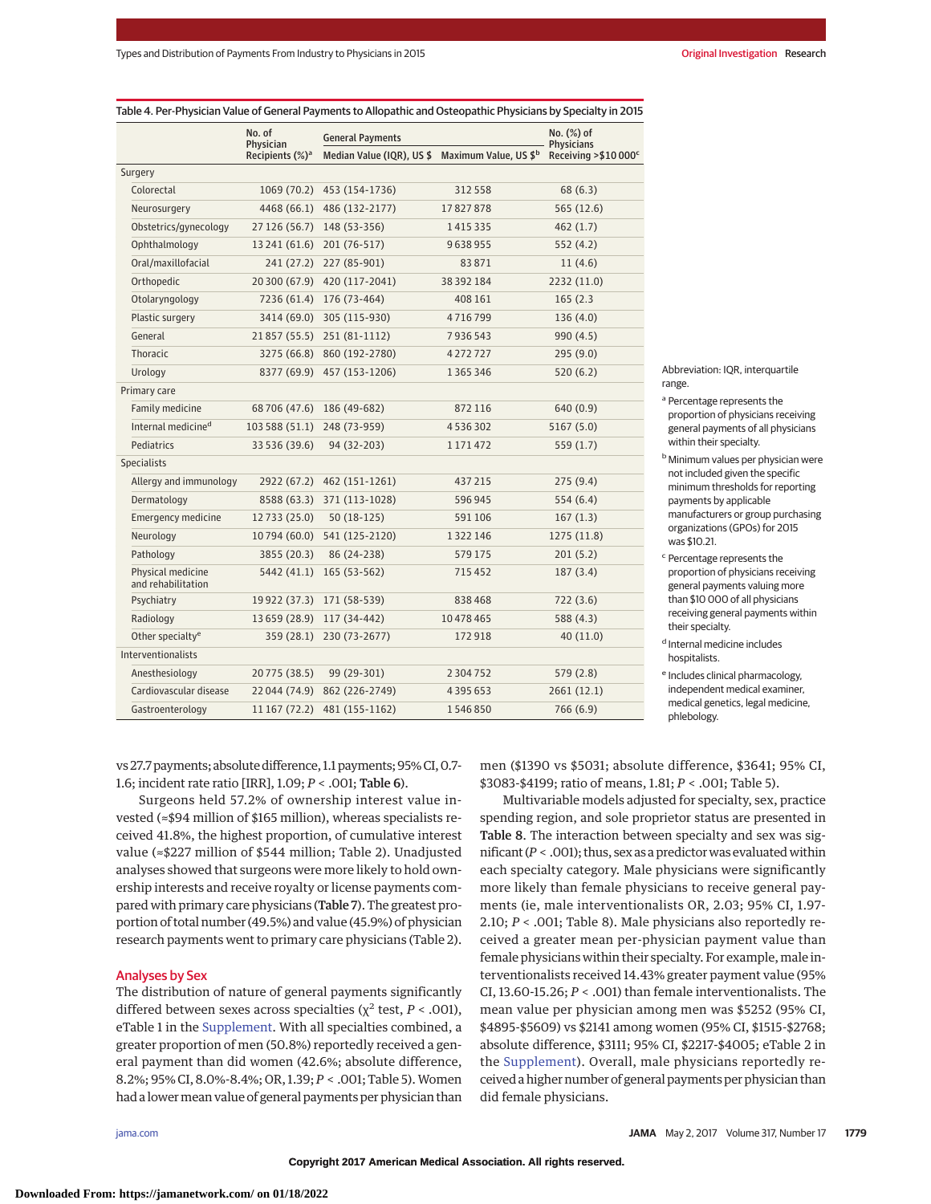Table 4. Per-Physician Value of General Payments to Allopathic and Osteopathic Physicians by Specialty in 2015

| | No. of Physician Recipients (%)[a] | General Payments | | No. (%) of Physicians Receiving >$10 000[c] |
|---|---|---|---|---|
| | | Median Value (IQR), US $ | Maximum Value, US $[b] | |
| Surgery | | | | |
| Colorectal | 1069 (70.2) | 453 (154-1736) | 312 558 | 68 (6.3) |
| Neurosurgery | 4468 (66.1) | 486 (132-2177) | 17 827 878 | 565 (12.6) |
| Obstetrics/gynecology | 27 126 (56.7) | 148 (53-356) | 1 415 335 | 462 (1.7) |
| Ophthalmology | 13 241 (61.6) | 201 (76-517) | 9 638 955 | 552 (4.2) |
| Oral/maxillofacial | 241 (27.2) | 227 (85-901) | 83 871 | 11 (4.6) |
| Orthopedic | 20 300 (67.9) | 420 (117-2041) | 38 392 184 | 2232 (11.0) |
| Otolaryngology | 7236 (61.4) | 176 (73-464) | 408 161 | 165 (2.3 |
| Plastic surgery | 3414 (69.0) | 305 (115-930) | 4 716 799 | 136 (4.0) |
| General | 21 857 (55.5) | 251 (81-1112) | 7 936 543 | 990 (4.5) |
| Thoracic | 3275 (66.8) | 860 (192-2780) | 4 272 727 | 295 (9.0) |
| Urology | 8377 (69.9) | 457 (153-1206) | 1 365 346 | 520 (6.2) |
| Primary care | | | | |
| Family medicine | 68 706 (47.6) | 186 (49-682) | 872 116 | 640 (0.9) |
| Internal medicine[d] | 103 588 (51.1) | 248 (73-959) | 4 536 302 | 5167 (5.0) |
| Pediatrics | 33 536 (39.6) | 94 (32-203) | 1 171 472 | 559 (1.7) |
| Specialists | | | | |
| Allergy and immunology | 2922 (67.2) | 462 (151-1261) | 437 215 | 275 (9.4) |
| Dermatology | 8588 (63.3) | 371 (113-1028) | 596 945 | 554 (6.4) |
| Emergency medicine | 12 733 (25.0) | 50 (18-125) | 591 106 | 167 (1.3) |
| Neurology | 10 794 (60.0) | 541 (125-2120) | 1 322 146 | 1275 (11.8) |
| Pathology | 3855 (20.3) | 86 (24-238) | 579 175 | 201 (5.2) |
| Physical medicine and rehabilitation | 5442 (41.1) | 165 (53-562) | 715 452 | 187 (3.4) |
| Psychiatry | 19 922 (37.3) | 171 (58-539) | 838 468 | 722 (3.6) |
| Radiology | 13 659 (28.9) | 117 (34-442) | 10 478 465 | 588 (4.3) |
| Other specialty[e] | 359 (28.1) | 230 (73-2677) | 172 918 | 40 (11.0) |
| Interventionalists | | | | |
| Anesthesiology | 20 775 (38.5) | 99 (29-301) | 2 304 752 | 579 (2.8) |
| Cardiovascular disease | 22 044 (74.9) | 862 (226-2749) | 4 395 653 | 2661 (12.1) |
| Gastroenterology | 11 167 (72.2) | 481 (155-1162) | 1 546 850 | 766 (6.9) |

Abbreviation: IQR, interquartile range.

[a] Percentage represents the proportion of physicians receiving general payments of all physicians within their specialty.

[b] Minimum values per physician were not included given the specific minimum thresholds for reporting payments by applicable manufacturers or group purchasing organizations (GPOs) for 2015 was $10.21.

[c] Percentage represents the proportion of physicians receiving general payments valuing more than $10 000 of all physicians receiving general payments within their specialty.

[d] Internal medicine includes hospitalists.

[e] Includes clinical pharmacology, independent medical examiner, medical genetics, legal medicine, phlebology.

vs 27.7 payments; absolute difference, 1.1 payments; 95% CI, 0.7-1.6; incident rate ratio [IRR], 1.09; $P < .001$; Table 6).

Surgeons held 57.2% of ownership interest value invested (≈$94 million of $165 million), whereas specialists received 41.8%, the highest proportion, of cumulative interest value (≈$227 million of $544 million; Table 2). Unadjusted analyses showed that surgeons were more likely to hold ownership interests and receive royalty or license payments compared with primary care physicians (Table 7). The greatest proportion of total number (49.5%) and value (45.9%) of physician research payments went to primary care physicians (Table 2).

## Analyses by Sex

The distribution of nature of general payments significantly differed between sexes across specialties ($\chi^2$ test, $P < .001$), eTable 1 in the Supplement. With all specialties combined, a greater proportion of men (50.8%) reportedly received a general payment than did women (42.6%; absolute difference, 8.2%; 95% CI, 8.0%-8.4%; OR, 1.39; $P < .001$; Table 5). Women had a lower mean value of general payments per physician than men ($1390 vs $5031; absolute difference, $3641; 95% CI, $3083-$4199; ratio of means, 1.81; $P < .001$; Table 5).

Multivariable models adjusted for specialty, sex, practice spending region, and sole proprietor status are presented in Table 8. The interaction between specialty and sex was significant ($P < .001$); thus, sex as a predictor was evaluated within each specialty category. Male physicians were significantly more likely than female physicians to receive general payments (ie, male interventionalists OR, 2.03; 95% CI, 1.97-2.10; $P < .001$; Table 8). Male physicians also reportedly received a greater mean per-physician payment value than female physicians within their specialty. For example, male interventionalists received 14.43% greater payment value (95% CI, 13.60-15.26; $P < .001$) than female interventionalists. The mean value per physician among men was $5252 (95% CI, $4895-$5609) vs $2141 among women (95% CI, $1515-$2768; absolute difference, $3111; 95% CI, $2217-$4005; eTable 2 in the Supplement). Overall, male physicians reportedly received a higher number of general payments per physician than did female physicians.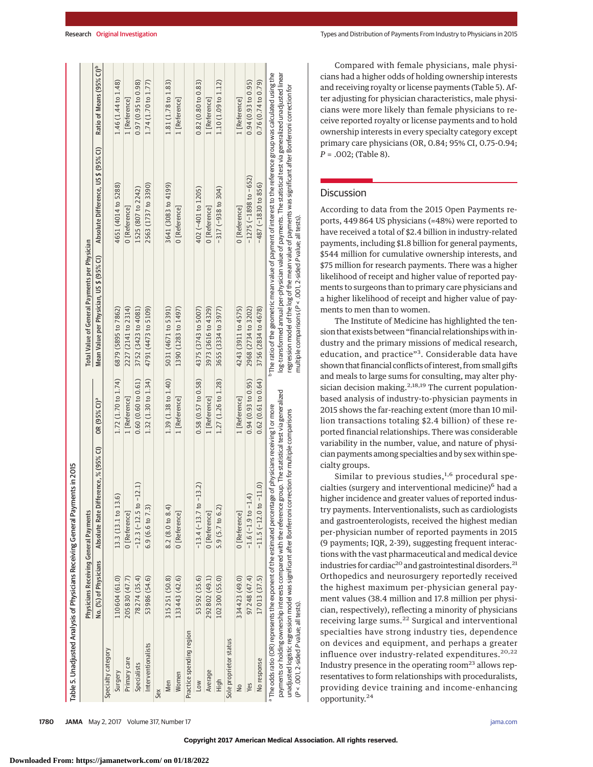Table 5. Unadjusted Analysis of Physicians Receiving General Payments in 2015

| | Physicians Receiving General Payments | | | Total Value of General Payments per Physician | | |
|---|---|---|---|---|---|---|
| | No. (%) of Physicians | Absolute Rate Difference, % (95% CI) | OR (95% CI)[a] | Mean Value per Physician, US $ (95% CI) | Absolute Difference, US $ (95% CI) | Ratio of Means (95% CI)[b] |
| Specialty category | | | | | | |
| Surgery | 110 604 (61.0) | 13.3 (13.1 to 13.6) | 1.72 (1.70 to 1.74) | 6879 (5895 to 7862) | 4651 (4014 to 5288) | 1.46 (1.44 to 1.48) |
| Primary care | 205 830 (47.7) | 0 [Reference] | 1 [Reference] | 2227 (2141 to 2314) | 0 [Reference] | 1 [Reference] |
| Specialists | 78 274 (35.4) | −12.3 (−12.5 to −12.1) | 0.60 (0.60 to 0.61) | 3752 (3423 to 4081) | 1525 (807 to 2242) | 0.97 (0.95 to 0.98) |
| Interventionalists | 53 986 (54.6) | 6.9 (6.6 to 7.3) | 1.32 (1.30 to 1.34) | 4791 (4473 to 5109) | 2563 (1737 to 3390) | 1.74 (1.70 to 1.77) |
| Sex | | | | | | |
| Men | 315 251 (50.8) | 8.2 (8.0 to 8.4) | 1.39 (1.38 to 1.40) | 5031 (4671 to 5391) | 3641 (3083 to 4199) | 1.81 (1.78 to 1.83) |
| Women | 133 443 (42.6) | 0 [Reference] | 1 [Reference] | 1390 (1283 to 1497) | 0 [Reference] | 1 [Reference] |
| Practice spending region | | | | | | |
| Low | 53 592 (35.6) | −13.4 (−13.7 to −13.2) | 0.58 (0.57 to 0.58) | 4375 (3743 to 5007) | 402 (−401 to 1205) | 0.82 (0.80 to 0.83) |
| Average | 292 802 (49.1) | 0 [Reference] | 1 [Reference] | 3973 (3616 to 4329) | 0 [Reference] | 1 [Reference] |
| High | 102 300 (55.0) | 5.9 (5.7 to 6.2) | 1.27 (1.26 to 1.28) | 3655 (3334 to 3977) | −317 (−938 to 304) | 1.10 (1.09 to 1.12) |
| Sole proprietor status | | | | | | |
| No | 334 423 (49.0) | 0 [Reference] | 1 [Reference] | 4243 (3911 to 4575) | 0 [Reference] | 1 [Reference] |
| Yes | 97 248 (47.4) | −1.6 (−1.9 to −1.4) | 0.94 (0.93 to 0.95) | 2968 (2734 to 3202) | −1275 (−1898 to −652) | 0.94 (0.93 to 0.95) |
| No response | 17 013 (37.5) | −11.5 (−12.0 to −11.0) | 0.62 (0.61 to 0.64) | 3756 (2834 to 4678) | −487 (−1830 to 856) | 0.76 (0.74 to 0.79) |

[a] The odds ratio (OR) represents the exponent of the estimated percentage of physicians receiving 1 or more payments or holding ownership interests compared with the reference group. The statistical test via generalized unadjusted logistic regression model was significant after Bonferroni correction for multiple comparisons ($P < .001$, 2-sided $P$ value; all tests).

[b] The ratio of the geometric mean value of payment of interest to the reference group was calculated using the log-transformed annual per-physician value of payments. The statistical test via generalized unadjusted linear regression model of the log of the mean value of payments was significant after Bonferroni correction for multiple comparisons ($P < .001$, 2-sided $P$ value; all tests).

Compared with female physicians, male physicians had a higher odds of holding ownership interests and receiving royalty or license payments (Table 5). After adjusting for physician characteristics, male physicians were more likely than female physicians to receive reported royalty or license payments and to hold ownership interests in every specialty category except primary care physicians (OR, 0.84; 95% CI, 0.75-0.94; $P = .002$; (Table 8).

## Discussion

According to data from the 2015 Open Payments reports, 449 864 US physicians (≈48%) were reported to have received a total of $2.4 billion in industry-related payments, including $1.8 billion for general payments, $544 million for cumulative ownership interests, and $75 million for research payments. There was a higher likelihood of receipt and higher value of reported payments to surgeons than to primary care physicians and a higher likelihood of receipt and higher value of payments to men than to women.

The Institute of Medicine has highlighted the tension that exists between "financial relationships with industry and the primary missions of medical research, education, and practice"[3]. Considerable data have shown that financial conflicts of interest, from small gifts and meals to large sums for consulting, may alter physician decision making.[2,18,19] The current population-based analysis of industry-to-physician payments in 2015 shows the far-reaching extent (more than 10 million transactions totaling $2.4 billion) of these reported financial relationships. There was considerable variability in the number, value, and nature of physician payments among specialties and by sex within specialty groups.

Similar to previous studies,[1,6] procedural specialties (surgery and interventional medicine)[6] had a higher incidence and greater values of reported industry payments. Interventionalists, such as cardiologists and gastroenterologists, received the highest median per-physician number of reported payments in 2015 (9 payments; IQR, 2-39), suggesting frequent interactions with the vast pharmaceutical and medical device industries for cardiac[20] and gastrointestinal disorders.[21] Orthopedics and neurosurgery reportedly received the highest maximum per-physician general payment values (38.4 million and 17.8 million per physician, respectively), reflecting a minority of physicians receiving large sums.[22] Surgical and interventional specialties have strong industry ties, dependence on devices and equipment, and perhaps a greater influence over industry-related expenditures.[20,22] Industry presence in the operating room[23] allows representatives to form relationships with proceduralists, providing device training and income-enhancing opportunity.[24]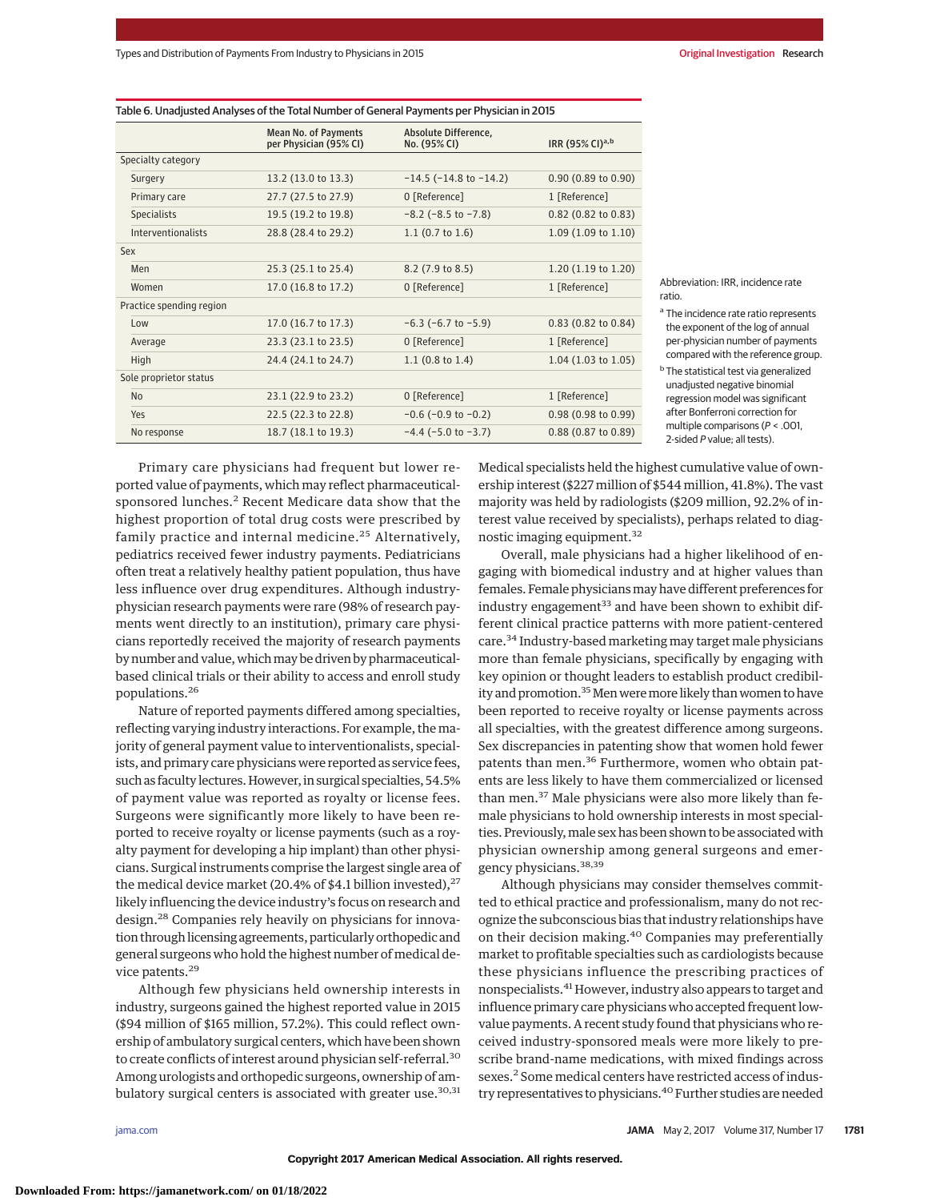Table 6. Unadjusted Analyses of the Total Number of General Payments per Physician in 2015

| | Mean No. of Payments per Physician (95% CI) | Absolute Difference, No. (95% CI) | IRR (95% CI)[a,b] |
|---|---|---|---|
| Specialty category | | | |
| Surgery | 13.2 (13.0 to 13.3) | −14.5 (−14.8 to −14.2) | 0.90 (0.89 to 0.90) |
| Primary care | 27.7 (27.5 to 27.9) | 0 [Reference] | 1 [Reference] |
| Specialists | 19.5 (19.2 to 19.8) | −8.2 (−8.5 to −7.8) | 0.82 (0.82 to 0.83) |
| Interventionalists | 28.8 (28.4 to 29.2) | 1.1 (0.7 to 1.6) | 1.09 (1.09 to 1.10) |
| Sex | | | |
| Men | 25.3 (25.1 to 25.4) | 8.2 (7.9 to 8.5) | 1.20 (1.19 to 1.20) |
| Women | 17.0 (16.8 to 17.2) | 0 [Reference] | 1 [Reference] |
| Practice spending region | | | |
| Low | 17.0 (16.7 to 17.3) | −6.3 (−6.7 to −5.9) | 0.83 (0.82 to 0.84) |
| Average | 23.3 (23.1 to 23.5) | 0 [Reference] | 1 [Reference] |
| High | 24.4 (24.1 to 24.7) | 1.1 (0.8 to 1.4) | 1.04 (1.03 to 1.05) |
| Sole proprietor status | | | |
| No | 23.1 (22.9 to 23.2) | 0 [Reference] | 1 [Reference] |
| Yes | 22.5 (22.3 to 22.8) | −0.6 (−0.9 to −0.2) | 0.98 (0.98 to 0.99) |
| No response | 18.7 (18.1 to 19.3) | −4.4 (−5.0 to −3.7) | 0.88 (0.87 to 0.89) |

Abbreviation: IRR, incidence rate ratio.

[a] The incidence rate ratio represents the exponent of the log of annual per-physician number of payments compared with the reference group.

[b] The statistical test via generalized unadjusted negative binomial regression model was significant after Bonferroni correction for multiple comparisons ($P < .001$, 2-sided $P$ value; all tests).

Primary care physicians had frequent but lower reported value of payments, which may reflect pharmaceutical-sponsored lunches.[2] Recent Medicare data show that the highest proportion of total drug costs were prescribed by family practice and internal medicine.[25] Alternatively, pediatrics received fewer industry payments. Pediatricians often treat a relatively healthy patient population, thus have less influence over drug expenditures. Although industry-physician research payments were rare (98% of research payments went directly to an institution), primary care physicians reportedly received the majority of research payments by number and value, which may be driven by pharmaceutical-based clinical trials or their ability to access and enroll study populations.[26]

Nature of reported payments differed among specialties, reflecting varying industry interactions. For example, the majority of general payment value to interventionalists, specialists, and primary care physicians were reported as service fees, such as faculty lectures. However, in surgical specialties, 54.5% of payment value was reported as royalty or license fees. Surgeons were significantly more likely to have been reported to receive royalty or license payments (such as a royalty payment for developing a hip implant) than other physicians. Surgical instruments comprise the largest single area of the medical device market (20.4% of $4.1 billion invested),[27] likely influencing the device industry's focus on research and design.[28] Companies rely heavily on physicians for innovation through licensing agreements, particularly orthopedic and general surgeons who hold the highest number of medical device patents.[29]

Although few physicians held ownership interests in industry, surgeons gained the highest reported value in 2015 ($94 million of $165 million, 57.2%). This could reflect ownership of ambulatory surgical centers, which have been shown to create conflicts of interest around physician self-referral.[30] Among urologists and orthopedic surgeons, ownership of ambulatory surgical centers is associated with greater use.[30,31] Medical specialists held the highest cumulative value of ownership interest ($227 million of $544 million, 41.8%). The vast majority was held by radiologists ($209 million, 92.2% of interest value received by specialists), perhaps related to diagnostic imaging equipment.[32]

Overall, male physicians had a higher likelihood of engaging with biomedical industry and at higher values than females. Female physicians may have different preferences for industry engagement[33] and have been shown to exhibit different clinical practice patterns with more patient-centered care.[34] Industry-based marketing may target male physicians more than female physicians, specifically by engaging with key opinion or thought leaders to establish product credibility and promotion.[35] Men were more likely than women to have been reported to receive royalty or license payments across all specialties, with the greatest difference among surgeons. Sex discrepancies in patenting show that women hold fewer patents than men.[36] Furthermore, women who obtain patents are less likely to have them commercialized or licensed than men.[37] Male physicians were also more likely than female physicians to hold ownership interests in most specialties. Previously, male sex has been shown to be associated with physician ownership among general surgeons and emergency physicians.[38,39]

Although physicians may consider themselves committed to ethical practice and professionalism, many do not recognize the subconscious bias that industry relationships have on their decision making.[40] Companies may preferentially market to profitable specialties such as cardiologists because these physicians influence the prescribing practices of nonspecialists.[41] However, industry also appears to target and influence primary care physicians who accepted frequent low-value payments. A recent study found that physicians who received industry-sponsored meals were more likely to prescribe brand-name medications, with mixed findings across sexes.[2] Some medical centers have restricted access of industry representatives to physicians.[40] Further studies are needed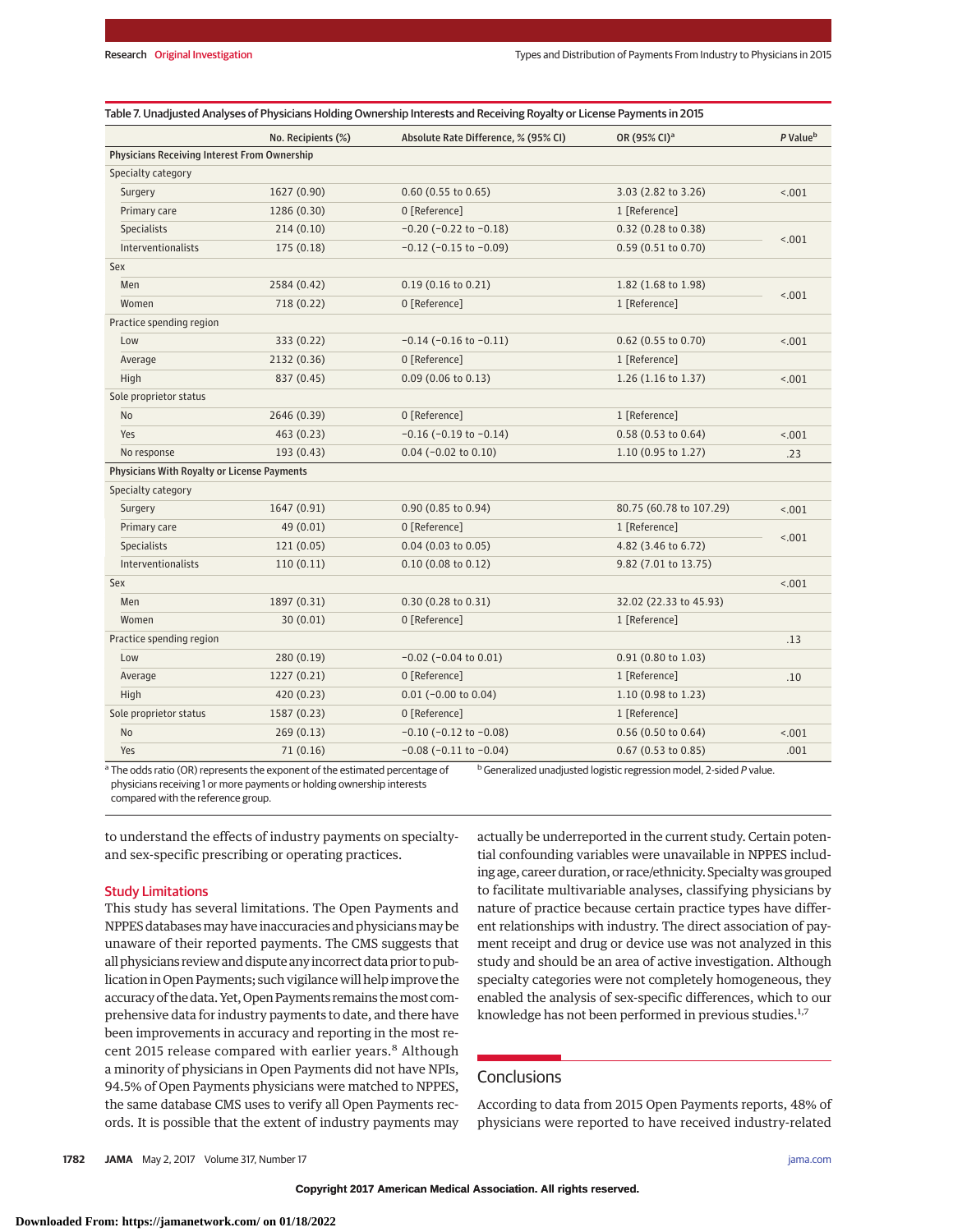Table 7. Unadjusted Analyses of Physicians Holding Ownership Interests and Receiving Royalty or License Payments in 2015

| | No. Recipients (%) | Absolute Rate Difference, % (95% CI) | OR (95% CI)[a] | P Value[b] |
|---|---|---|---|---|
| **Physicians Receiving Interest From Ownership** | | | | |
| Specialty category | | | | |
| Surgery | 1627 (0.90) | 0.60 (0.55 to 0.65) | 3.03 (2.82 to 3.26) | <.001 |
| Primary care | 1286 (0.30) | 0 [Reference] | 1 [Reference] | |
| Specialists | 214 (0.10) | −0.20 (−0.22 to −0.18) | 0.32 (0.28 to 0.38) | <.001 |
| Interventionalists | 175 (0.18) | −0.12 (−0.15 to −0.09) | 0.59 (0.51 to 0.70) | |
| Sex | | | | |
| Men | 2584 (0.42) | 0.19 (0.16 to 0.21) | 1.82 (1.68 to 1.98) | <.001 |
| Women | 718 (0.22) | 0 [Reference] | 1 [Reference] | |
| Practice spending region | | | | |
| Low | 333 (0.22) | −0.14 (−0.16 to −0.11) | 0.62 (0.55 to 0.70) | <.001 |
| Average | 2132 (0.36) | 0 [Reference] | 1 [Reference] | |
| High | 837 (0.45) | 0.09 (0.06 to 0.13) | 1.26 (1.16 to 1.37) | <.001 |
| Sole proprietor status | | | | |
| No | 2646 (0.39) | 0 [Reference] | 1 [Reference] | |
| Yes | 463 (0.23) | −0.16 (−0.19 to −0.14) | 0.58 (0.53 to 0.64) | <.001 |
| No response | 193 (0.43) | 0.04 (−0.02 to 0.10) | 1.10 (0.95 to 1.27) | .23 |
| **Physicians With Royalty or License Payments** | | | | |
| Specialty category | | | | |
| Surgery | 1647 (0.91) | 0.90 (0.85 to 0.94) | 80.75 (60.78 to 107.29) | <.001 |
| Primary care | 49 (0.01) | 0 [Reference] | 1 [Reference] | |
| Specialists | 121 (0.05) | 0.04 (0.03 to 0.05) | 4.82 (3.46 to 6.72) | <.001 |
| Interventionalists | 110 (0.11) | 0.10 (0.08 to 0.12) | 9.82 (7.01 to 13.75) | |
| Sex | | | | <.001 |
| Men | 1897 (0.31) | 0.30 (0.28 to 0.31) | 32.02 (22.33 to 45.93) | |
| Women | 30 (0.01) | 0 [Reference] | 1 [Reference] | |
| Practice spending region | | | | .13 |
| Low | 280 (0.19) | −0.02 (−0.04 to 0.01) | 0.91 (0.80 to 1.03) | |
| Average | 1227 (0.21) | 0 [Reference] | 1 [Reference] | .10 |
| High | 420 (0.23) | 0.01 (−0.00 to 0.04) | 1.10 (0.98 to 1.23) | |
| Sole proprietor status | 1587 (0.23) | 0 [Reference] | 1 [Reference] | |
| No | 269 (0.13) | −0.10 (−0.12 to −0.08) | 0.56 (0.50 to 0.64) | <.001 |
| Yes | 71 (0.16) | −0.08 (−0.11 to −0.04) | 0.67 (0.53 to 0.85) | .001 |

[a] The odds ratio (OR) represents the exponent of the estimated percentage of physicians receiving 1 or more payments or holding ownership interests compared with the reference group.

[b] Generalized unadjusted logistic regression model, 2-sided *P* value.

to understand the effects of industry payments on specialty- and sex-specific prescribing or operating practices.

### Study Limitations

This study has several limitations. The Open Payments and NPPES databases may have inaccuracies and physicians may be unaware of their reported payments. The CMS suggests that all physicians review and dispute any incorrect data prior to publication in Open Payments; such vigilance will help improve the accuracy of the data. Yet, Open Payments remains the most comprehensive data for industry payments to date, and there have been improvements in accuracy and reporting in the most recent 2015 release compared with earlier years.[8] Although a minority of physicians in Open Payments did not have NPIs, 94.5% of Open Payments physicians were matched to NPPES, the same database CMS uses to verify all Open Payments records. It is possible that the extent of industry payments may actually be underreported in the current study. Certain potential confounding variables were unavailable in NPPES including age, career duration, or race/ethnicity. Specialty was grouped to facilitate multivariable analyses, classifying physicians by nature of practice because certain practice types have different relationships with industry. The direct association of payment receipt and drug or device use was not analyzed in this study and should be an area of active investigation. Although specialty categories were not completely homogeneous, they enabled the analysis of sex-specific differences, which to our knowledge has not been performed in previous studies.[1,7]

## Conclusions

According to data from 2015 Open Payments reports, 48% of physicians were reported to have received industry-related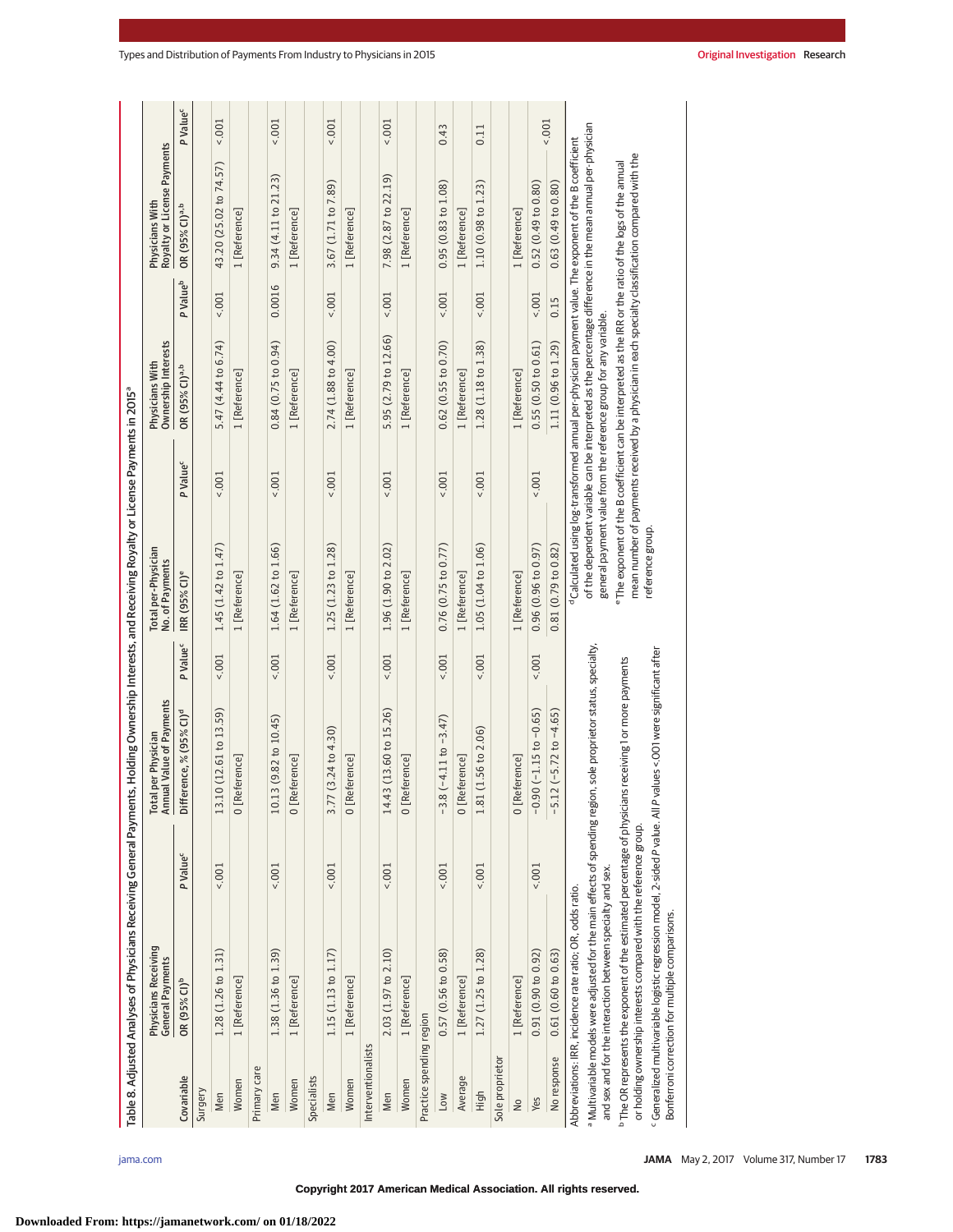Table 8. Adjusted Analyses of Physicians Receiving General Payments, Holding Ownership Interests, and Receiving Royalty or License Payments in 2015[a]

| Covariable | Physicians Receiving General Payments | | Total per Physician Annual Value of Payments | | Total per-Physician No. of Payments | | Physicians With Ownership Interests | | Physicians With Royalty or License Payments | |
|---|---|---|---|---|---|---|---|---|---|---|
| | OR (95% CI)[b] | P Value[c] | Difference, % (95% CI)[d] | P Value[c] | IRR (95% CI)[e] | P Value[c] | OR (95% CI)[a,b] | P Value[b] | OR (95% CI)[a,b] | P Value[c] |
| Surgery | | | | | | | | | | |
| Men | 1.28 (1.26 to 1.31) | <.001 | 13.10 (12.61 to 13.59) | <.001 | 1.45 (1.42 to 1.47) | <.001 | 5.47 (4.44 to 6.74) | <.001 | 43.20 (25.02 to 74.57) | <.001 |
| Women | 1 [Reference] | | 0 [Reference] | | 1 [Reference] | | 1 [Reference] | | 1 [Reference] | |
| Primary care | | | | | | | | | | |
| Men | 1.38 (1.36 to 1.39) | <.001 | 10.13 (9.82 to 10.45) | <.001 | 1.64 (1.62 to 1.66) | <.001 | 0.84 (0.75 to 0.94) | 0.0016 | 9.34 (4.11 to 21.23) | <.001 |
| Women | 1 [Reference] | | 0 [Reference] | | 1 [Reference] | | 1 [Reference] | | 1 [Reference] | |
| Specialists | | | | | | | | | | |
| Men | 1.15 (1.13 to 1.17) | <.001 | 3.77 (3.24 to 4.30) | <.001 | 1.25 (1.23 to 1.28) | <.001 | 2.74 (1.88 to 4.00) | <.001 | 3.67 (1.71 to 7.89) | <.001 |
| Women | 1 [Reference] | | 0 [Reference] | | 1 [Reference] | | 1 [Reference] | | 1 [Reference] | |
| Interventionalists | | | | | | | | | | |
| Men | 2.03 (1.97 to 2.10) | <.001 | 14.43 (13.60 to 15.26) | <.001 | 1.96 (1.90 to 2.02) | <.001 | 5.95 (2.79 to 12.66) | <.001 | 7.98 (2.87 to 22.19) | <.001 |
| Women | 1 [Reference] | | 0 [Reference] | | 1 [Reference] | | 1 [Reference] | | 1 [Reference] | |
| Practice spending region | | | | | | | | | | |
| Low | 0.57 (0.56 to 0.58) | <.001 | −3.8 (−4.11 to −3.47) | <.001 | 0.76 (0.75 to 0.77) | <.001 | 0.62 (0.55 to 0.70) | <.001 | 0.95 (0.83 to 1.08) | 0.43 |
| Average | 1 [Reference] | | 0 [Reference] | | 1 [Reference] | | 1 [Reference] | | 1 [Reference] | |
| High | 1.27 (1.25 to 1.28) | <.001 | 1.81 (1.56 to 2.06) | <.001 | 1.05 (1.04 to 1.06) | <.001 | 1.28 (1.18 to 1.38) | <.001 | 1.10 (0.98 to 1.23) | 0.11 |
| Sole proprietor | | | | | | | | | | |
| No | 1 [Reference] | | 0 [Reference] | | 1 [Reference] | | 1 [Reference] | | 1 [Reference] | |
| Yes | 0.91 (0.90 to 0.92) | <.001 | −0.90 (−1.15 to −0.65) | <.001 | 0.96 (0.96 to 0.97) | <.001 | 0.55 (0.50 to 0.61) | <.001 | 0.52 (0.49 to 0.80) | <.001 |
| No response | 0.61 (0.60 to 0.63) | | −5.12 (−5.72 to −4.65) | | 0.81 (0.79 to 0.82) | | 1.11 (0.96 to 1.29) | 0.15 | 0.63 (0.49 to 0.80) | |

Abbreviations: IRR, incidence rate ratio; OR, odds ratio.

[a] Multivariable models were adjusted for the main effects of spending region, sole proprietor status, specialty, and sex and for the interaction between specialty and sex.

[b] The OR represents the exponent of the estimated percentage of physicians receiving 1 or more payments or holding ownership interests compared with the reference group.

[c] Generalized multivariable logistic regression model, 2-sided P value. All P values <.001 were significant after Bonferroni correction for multiple comparisons.

[d] Calculated using log-transformed annual per-physician payment value. The exponent of the B coefficient of the dependent variable can be interpreted as the percentage difference in the mean annual per-physician general payment value from the reference group for any variable.

[e] The exponent of the B coefficient can be interpreted as the IRR or the ratio of the logs of the annual mean number of payments received by a physician in each specialty classification compared with the reference group.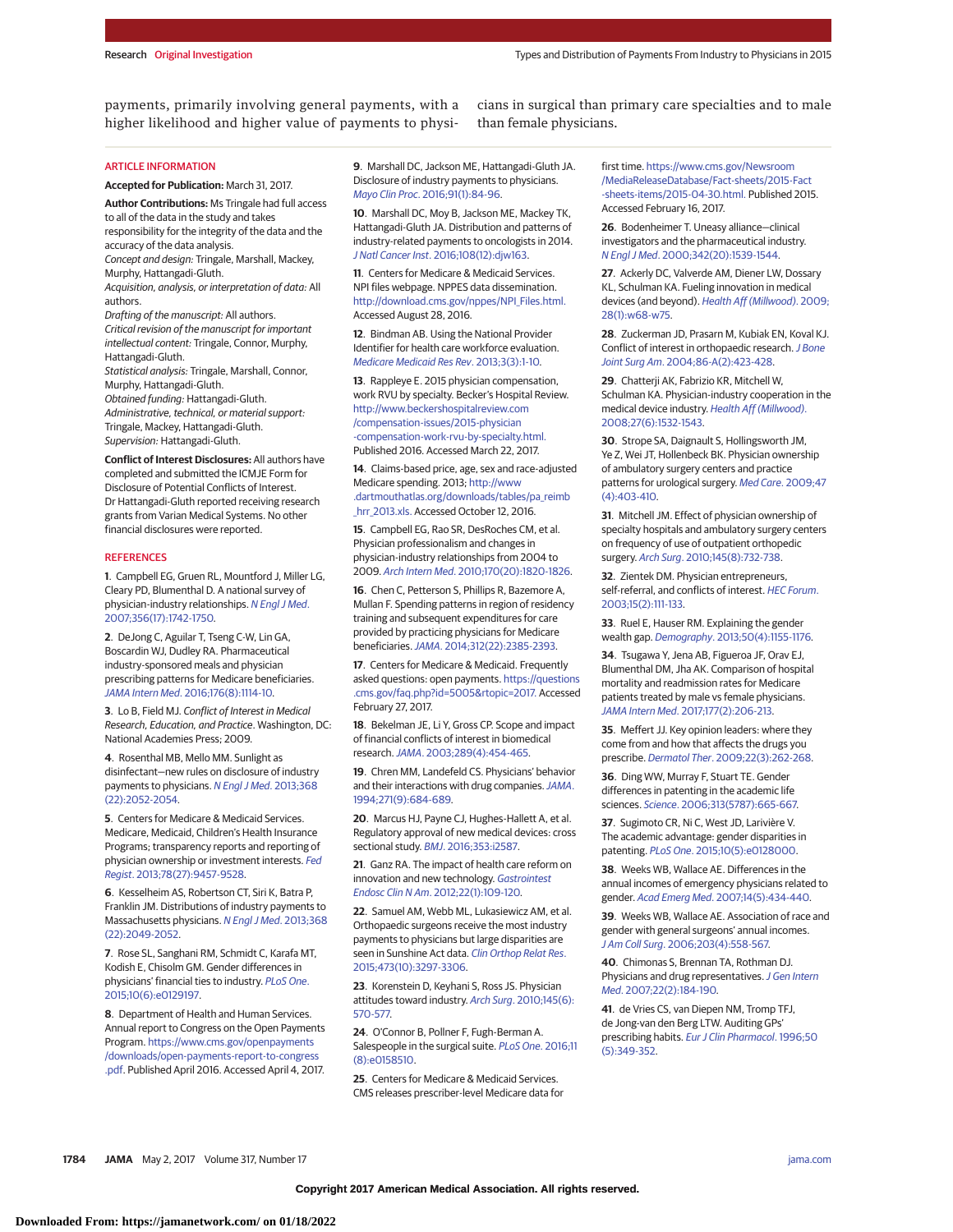payments, primarily involving general payments, with a higher likelihood and higher value of payments to physicians in surgical than primary care specialties and to male than female physicians.

## ARTICLE INFORMATION

**Accepted for Publication:** March 31, 2017.

**Author Contributions:** Ms Tringale had full access to all of the data in the study and takes responsibility for the integrity of the data and the accuracy of the data analysis.
*Concept and design:* Tringale, Marshall, Mackey, Murphy, Hattangadi-Gluth.
*Acquisition, analysis, or interpretation of data:* All authors.
*Drafting of the manuscript:* All authors.
*Critical revision of the manuscript for important intellectual content:* Tringale, Connor, Murphy, Hattangadi-Gluth.
*Statistical analysis:* Tringale, Marshall, Connor, Murphy, Hattangadi-Gluth.
*Obtained funding:* Hattangadi-Gluth.
*Administrative, technical, or material support:* Tringale, Mackey, Hattangadi-Gluth.
*Supervision:* Hattangadi-Gluth.

**Conflict of Interest Disclosures:** All authors have completed and submitted the ICMJE Form for Disclosure of Potential Conflicts of Interest. Dr Hattangadi-Gluth reported receiving research grants from Varian Medical Systems. No other financial disclosures were reported.

## REFERENCES

1. Campbell EG, Gruen RL, Mountford J, Miller LG, Cleary PD, Blumenthal D. A national survey of physician-industry relationships. *N Engl J Med*. 2007;356(17):1742-1750.

2. DeJong C, Aguilar T, Tseng C-W, Lin GA, Boscardin WJ, Dudley RA. Pharmaceutical industry-sponsored meals and physician prescribing patterns for Medicare beneficiaries. *JAMA Intern Med*. 2016;176(8):1114-10.

3. Lo B, Field MJ. *Conflict of Interest in Medical Research, Education, and Practice*. Washington, DC: National Academies Press; 2009.

4. Rosenthal MB, Mello MM. Sunlight as disinfectant—new rules on disclosure of industry payments to physicians. *N Engl J Med*. 2013;368(22):2052-2054.

5. Centers for Medicare & Medicaid Services. Medicare, Medicaid, Children's Health Insurance Programs; transparency reports and reporting of physician ownership or investment interests. *Fed Regist*. 2013;78(27):9457-9528.

6. Kesselheim AS, Robertson CT, Siri K, Batra P, Franklin JM. Distributions of industry payments to Massachusetts physicians. *N Engl J Med*. 2013;368(22):2049-2052.

7. Rose SL, Sanghani RM, Schmidt C, Karafa MT, Kodish E, Chisolm GM. Gender differences in physicians' financial ties to industry. *PLoS One*. 2015;10(6):e0129197.

8. Department of Health and Human Services. Annual report to Congress on the Open Payments Program. https://www.cms.gov/openpayments/downloads/open-payments-report-to-congress.pdf. Published April 2016. Accessed April 4, 2017.

9. Marshall DC, Jackson ME, Hattangadi-Gluth JA. Disclosure of industry payments to physicians. *Mayo Clin Proc*. 2016;91(1):84-96.

10. Marshall DC, Moy B, Jackson ME, Mackey TK, Hattangadi-Gluth JA. Distribution and patterns of industry-related payments to oncologists in 2014. *J Natl Cancer Inst*. 2016;108(12):djw163.

11. Centers for Medicare & Medicaid Services. NPI files webpage. NPPES data dissemination. http://download.cms.gov/nppes/NPI_Files.html. Accessed August 28, 2016.

12. Bindman AB. Using the National Provider Identifier for health care workforce evaluation. *Medicare Medicaid Res Rev*. 2013;3(3):1-10.

13. Rappleye E. 2015 physician compensation, work RVU by specialty. Becker's Hospital Review. http://www.beckershospitalreview.com/compensation-issues/2015-physician-compensation-work-rvu-by-specialty.html. Published 2016. Accessed March 22, 2017.

14. Claims-based price, age, sex and race-adjusted Medicare spending. 2013; http://www.dartmouthatlas.org/downloads/tables/pa_reimb_hrr_2013.xls. Accessed October 12, 2016.

15. Campbell EG, Rao SR, DesRoches CM, et al. Physician professionalism and changes in physician-industry relationships from 2004 to 2009. *Arch Intern Med*. 2010;170(20):1820-1826.

16. Chen C, Petterson S, Phillips R, Bazemore A, Mullan F. Spending patterns in region of residency training and subsequent expenditures for care provided by practicing physicians for Medicare beneficiaries. *JAMA*. 2014;312(22):2385-2393.

17. Centers for Medicare & Medicaid. Frequently asked questions: open payments. https://questions.cms.gov/faq.php?id=5005&rtopic=2017. Accessed February 27, 2017.

18. Bekelman JE, Li Y, Gross CP. Scope and impact of financial conflicts of interest in biomedical research. *JAMA*. 2003;289(4):454-465.

19. Chren MM, Landefeld CS. Physicians' behavior and their interactions with drug companies. *JAMA*. 1994;271(9):684-689.

20. Marcus HJ, Payne CJ, Hughes-Hallett A, et al. Regulatory approval of new medical devices: cross sectional study. *BMJ*. 2016;353:i2587.

21. Ganz RA. The impact of health care reform on innovation and new technology. *Gastrointest Endosc Clin N Am*. 2012;22(1):109-120.

22. Samuel AM, Webb ML, Lukasiewicz AM, et al. Orthopaedic surgeons receive the most industry payments to physicians but large disparities are seen in Sunshine Act data. *Clin Orthop Relat Res*. 2015;473(10):3297-3306.

23. Korenstein D, Keyhani S, Ross JS. Physician attitudes toward industry. *Arch Surg*. 2010;145(6):570-577.

24. O'Connor B, Pollner F, Fugh-Berman A. Salespeople in the surgical suite. *PLoS One*. 2016;11(8):e0158510.

25. Centers for Medicare & Medicaid Services. CMS releases prescriber-level Medicare data for first time. https://www.cms.gov/Newsroom/MediaReleaseDatabase/Fact-sheets/2015-Fact-sheets-items/2015-04-30.html. Published 2015. Accessed February 16, 2017.

26. Bodenheimer T. Uneasy alliance—clinical investigators and the pharmaceutical industry. *N Engl J Med*. 2000;342(20):1539-1544.

27. Ackerly DC, Valverde AM, Diener LW, Dossary KL, Schulman KA. Fueling innovation in medical devices (and beyond). *Health Aff (Millwood)*. 2009;28(1):w68-w75.

28. Zuckerman JD, Prasarn M, Kubiak EN, Koval KJ. Conflict of interest in orthopaedic research. *J Bone Joint Surg Am*. 2004;86-A(2):423-428.

29. Chatterji AK, Fabrizio KR, Mitchell W, Schulman KA. Physician-industry cooperation in the medical device industry. *Health Aff (Millwood)*. 2008;27(6):1532-1543.

30. Strope SA, Daignault S, Hollingsworth JM, Ye Z, Wei JT, Hollenbeck BK. Physician ownership of ambulatory surgery centers and practice patterns for urological surgery. *Med Care*. 2009;47(4):403-410.

31. Mitchell JM. Effect of physician ownership of specialty hospitals and ambulatory surgery centers on frequency of use of outpatient orthopedic surgery. *Arch Surg*. 2010;145(8):732-738.

32. Zientek DM. Physician entrepreneurs, self-referral, and conflicts of interest. *HEC Forum*. 2003;15(2):111-133.

33. Ruel E, Hauser RM. Explaining the gender wealth gap. *Demography*. 2013;50(4):1155-1176.

34. Tsugawa Y, Jena AB, Figueroa JF, Orav EJ, Blumenthal DM, Jha AK. Comparison of hospital mortality and readmission rates for Medicare patients treated by male vs female physicians. *JAMA Intern Med*. 2017;177(2):206-213.

35. Meffert JJ. Key opinion leaders: where they come from and how that affects the drugs you prescribe. *Dermatol Ther*. 2009;22(3):262-268.

36. Ding WW, Murray F, Stuart TE. Gender differences in patenting in the academic life sciences. *Science*. 2006;313(5787):665-667.

37. Sugimoto CR, Ni C, West JD, Larivière V. The academic advantage: gender disparities in patenting. *PLoS One*. 2015;10(5):e0128000.

38. Weeks WB, Wallace AE. Differences in the annual incomes of emergency physicians related to gender. *Acad Emerg Med*. 2007;14(5):434-440.

39. Weeks WB, Wallace AE. Association of race and gender with general surgeons' annual incomes. *J Am Coll Surg*. 2006;203(4):558-567.

40. Chimonas S, Brennan TA, Rothman DJ. Physicians and drug representatives. *J Gen Intern Med*. 2007;22(2):184-190.

41. de Vries CS, van Diepen NM, Tromp TFJ, de Jong-van den Berg LTW. Auditing GPs' prescribing habits. *Eur J Clin Pharmacol*. 1996;50(5):349-352.